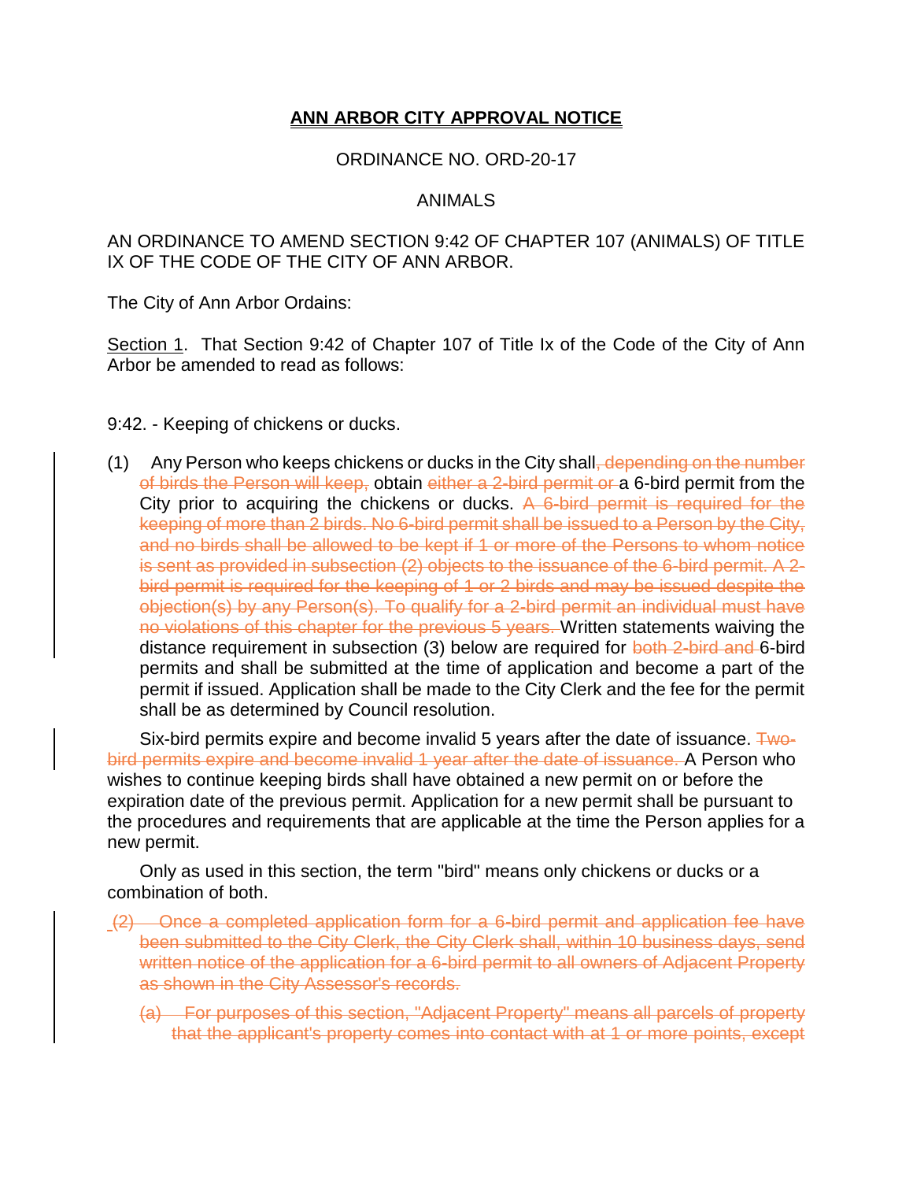## ANN ARBOR CITY APPROVAL NOTICE

ORDINANCE NO. ORD-20-17

ANIMALS

AN ORDINANCE TO AMEND SECTION 9:42 OF CHAPTER 107 (ANIMALS) OF TITLE IX OF THE CODE OF THE CITY OF ANN ARBOR.

The City of Ann Arbor Ordains:

Section 1. That Section 9:42 of Chapter 107 of Title Ix of the Code of the City of Ann Arbor be amended to read as follows:

9:42. - Keeping of chickens or ducks.

(1) Any Person who keeps chickens or ducks in the City shall~~, depending on the number of birds the Person will keep,~~ obtain ~~either a 2-bird permit or~~ a 6-bird permit from the City prior to acquiring the chickens or ducks. ~~A 6-bird permit is required for the keeping of more than 2 birds. No 6-bird permit shall be issued to a Person by the City, and no birds shall be allowed to be kept if 1 or more of the Persons to whom notice is sent as provided in subsection (2) objects to the issuance of the 6-bird permit. A 2-bird permit is required for the keeping of 1 or 2 birds and may be issued despite the objection(s) by any Person(s). To qualify for a 2-bird permit an individual must have no violations of this chapter for the previous 5 years.~~ Written statements waiving the distance requirement in subsection (3) below are required for ~~both 2-bird and~~ 6-bird permits and shall be submitted at the time of application and become a part of the permit if issued. Application shall be made to the City Clerk and the fee for the permit shall be as determined by Council resolution.

Six-bird permits expire and become invalid 5 years after the date of issuance. ~~Two-bird permits expire and become invalid 1 year after the date of issuance.~~ A Person who wishes to continue keeping birds shall have obtained a new permit on or before the expiration date of the previous permit. Application for a new permit shall be pursuant to the procedures and requirements that are applicable at the time the Person applies for a new permit.

Only as used in this section, the term "bird" means only chickens or ducks or a combination of both.

~~(2) Once a completed application form for a 6-bird permit and application fee have been submitted to the City Clerk, the City Clerk shall, within 10 business days, send written notice of the application for a 6-bird permit to all owners of Adjacent Property as shown in the City Assessor's records.~~

~~(a) For purposes of this section, "Adjacent Property" means all parcels of property that the applicant's property comes into contact with at 1 or more points, except~~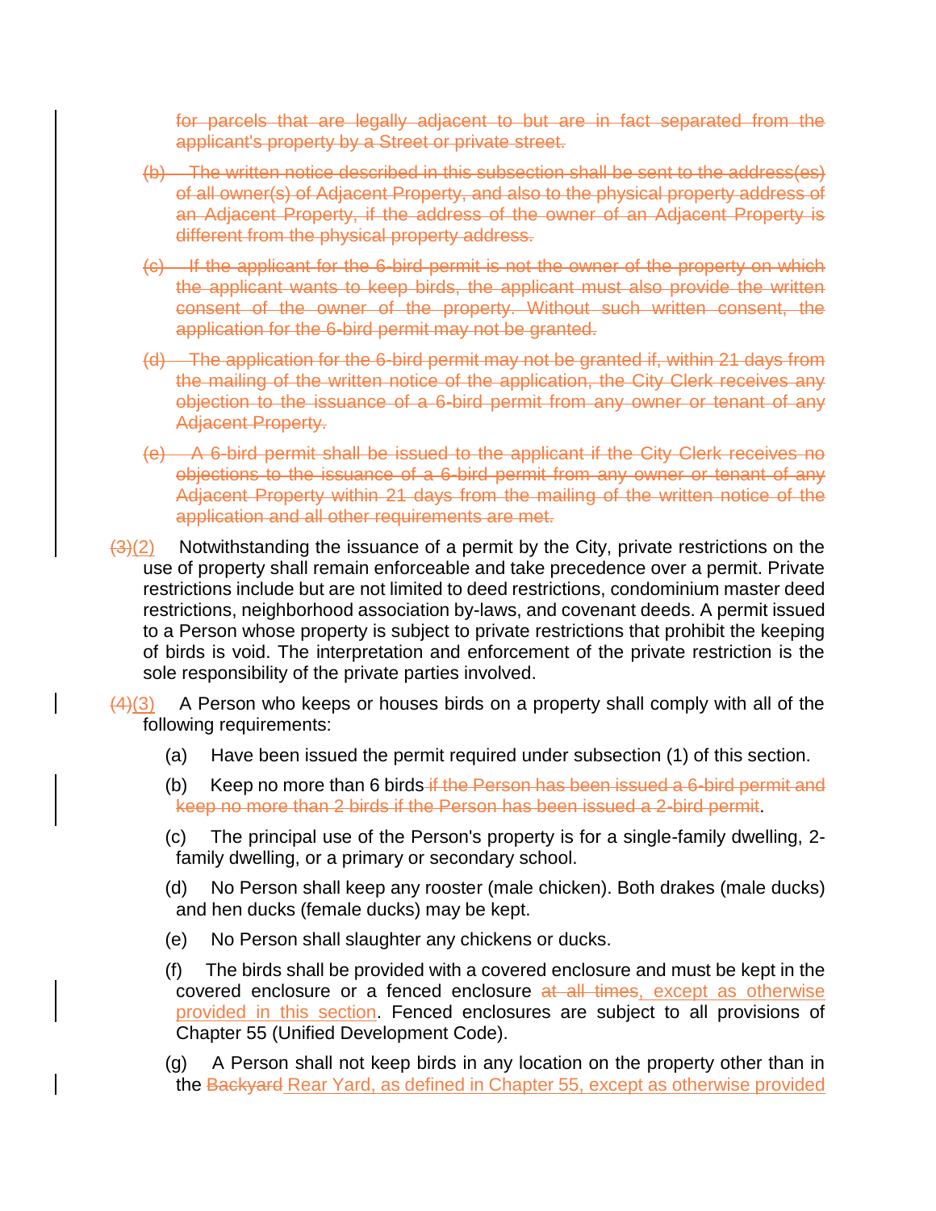~~for parcels that are legally adjacent to but are in fact separated from the applicant's property by a Street or private street.~~

~~(b) The written notice described in this subsection shall be sent to the address(es) of all owner(s) of Adjacent Property, and also to the physical property address of an Adjacent Property, if the address of the owner of an Adjacent Property is different from the physical property address.~~

~~(c) If the applicant for the 6-bird permit is not the owner of the property on which the applicant wants to keep birds, the applicant must also provide the written consent of the owner of the property. Without such written consent, the application for the 6-bird permit may not be granted.~~

~~(d) The application for the 6-bird permit may not be granted if, within 21 days from the mailing of the written notice of the application, the City Clerk receives any objection to the issuance of a 6-bird permit from any owner or tenant of any Adjacent Property.~~

~~(e) A 6-bird permit shall be issued to the applicant if the City Clerk receives no objections to the issuance of a 6-bird permit from any owner or tenant of any Adjacent Property within 21 days from the mailing of the written notice of the application and all other requirements are met.~~

~~(3)~~(2) Notwithstanding the issuance of a permit by the City, private restrictions on the use of property shall remain enforceable and take precedence over a permit. Private restrictions include but are not limited to deed restrictions, condominium master deed restrictions, neighborhood association by-laws, and covenant deeds. A permit issued to a Person whose property is subject to private restrictions that prohibit the keeping of birds is void. The interpretation and enforcement of the private restriction is the sole responsibility of the private parties involved.

~~(4)~~(3) A Person who keeps or houses birds on a property shall comply with all of the following requirements:

(a) Have been issued the permit required under subsection (1) of this section.

(b) Keep no more than 6 birds ~~if the Person has been issued a 6-bird permit and keep no more than 2 birds if the Person has been issued a 2-bird permit~~.

(c) The principal use of the Person's property is for a single-family dwelling, 2-family dwelling, or a primary or secondary school.

(d) No Person shall keep any rooster (male chicken). Both drakes (male ducks) and hen ducks (female ducks) may be kept.

(e) No Person shall slaughter any chickens or ducks.

(f) The birds shall be provided with a covered enclosure and must be kept in the covered enclosure or a fenced enclosure ~~at all times~~, except as otherwise provided in this section. Fenced enclosures are subject to all provisions of Chapter 55 (Unified Development Code).

(g) A Person shall not keep birds in any location on the property other than in the ~~Backyard~~ Rear Yard, as defined in Chapter 55, except as otherwise provided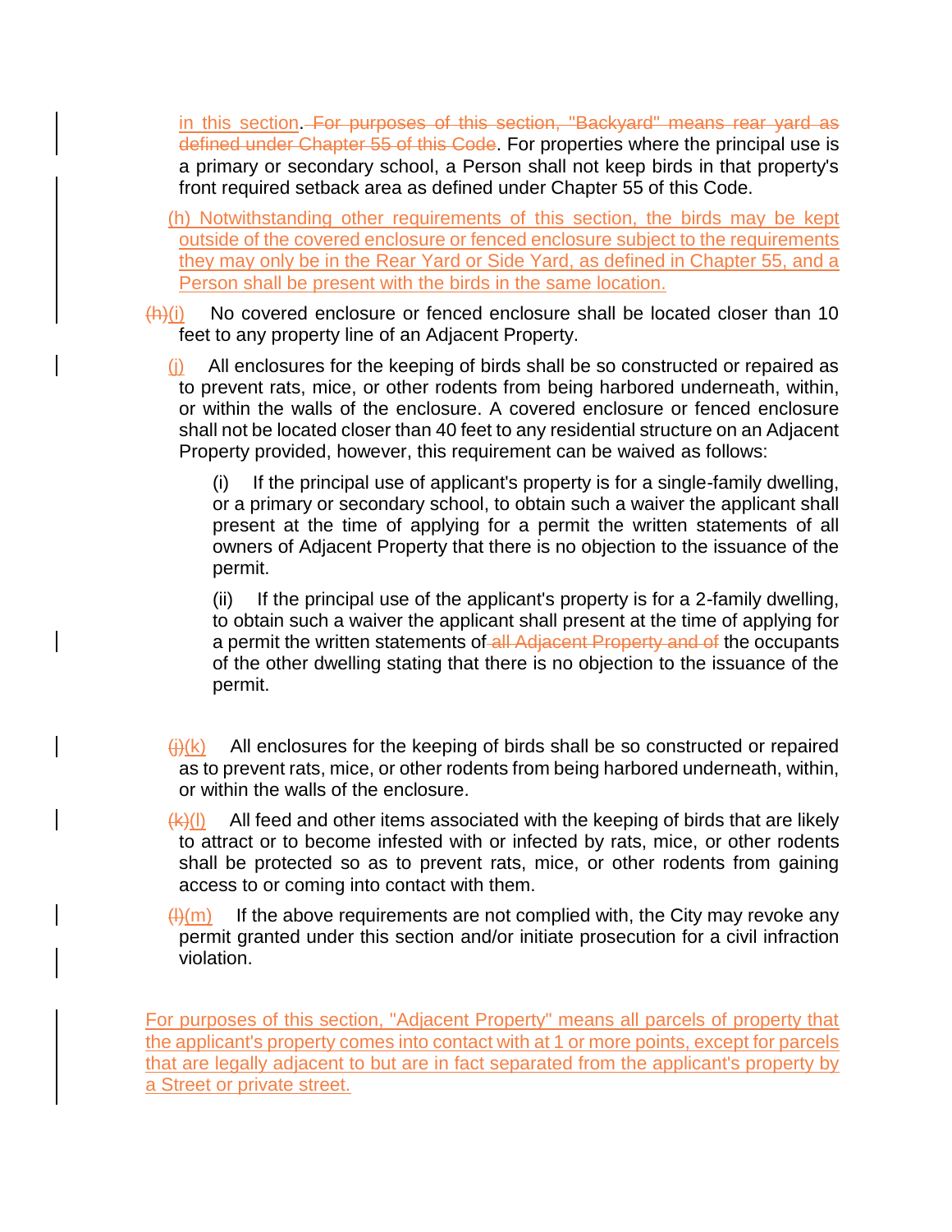in this section. ~~For purposes of this section, "Backyard" means rear yard as defined under Chapter 55 of this Code~~. For properties where the principal use is a primary or secondary school, a Person shall not keep birds in that property's front required setback area as defined under Chapter 55 of this Code.

(h) Notwithstanding other requirements of this section, the birds may be kept outside of the covered enclosure or fenced enclosure subject to the requirements they may only be in the Rear Yard or Side Yard, as defined in Chapter 55, and a Person shall be present with the birds in the same location.

~~(h)~~(i) No covered enclosure or fenced enclosure shall be located closer than 10 feet to any property line of an Adjacent Property.

(j) All enclosures for the keeping of birds shall be so constructed or repaired as to prevent rats, mice, or other rodents from being harbored underneath, within, or within the walls of the enclosure. A covered enclosure or fenced enclosure shall not be located closer than 40 feet to any residential structure on an Adjacent Property provided, however, this requirement can be waived as follows:

(i) If the principal use of applicant's property is for a single-family dwelling, or a primary or secondary school, to obtain such a waiver the applicant shall present at the time of applying for a permit the written statements of all owners of Adjacent Property that there is no objection to the issuance of the permit.

(ii) If the principal use of the applicant's property is for a 2-family dwelling, to obtain such a waiver the applicant shall present at the time of applying for a permit the written statements of ~~all Adjacent Property and of~~ the occupants of the other dwelling stating that there is no objection to the issuance of the permit.

~~(j)~~(k) All enclosures for the keeping of birds shall be so constructed or repaired as to prevent rats, mice, or other rodents from being harbored underneath, within, or within the walls of the enclosure.

~~(k)~~(l) All feed and other items associated with the keeping of birds that are likely to attract or to become infested with or infected by rats, mice, or other rodents shall be protected so as to prevent rats, mice, or other rodents from gaining access to or coming into contact with them.

~~(l)~~(m) If the above requirements are not complied with, the City may revoke any permit granted under this section and/or initiate prosecution for a civil infraction violation.

For purposes of this section, "Adjacent Property" means all parcels of property that the applicant's property comes into contact with at 1 or more points, except for parcels that are legally adjacent to but are in fact separated from the applicant's property by a Street or private street.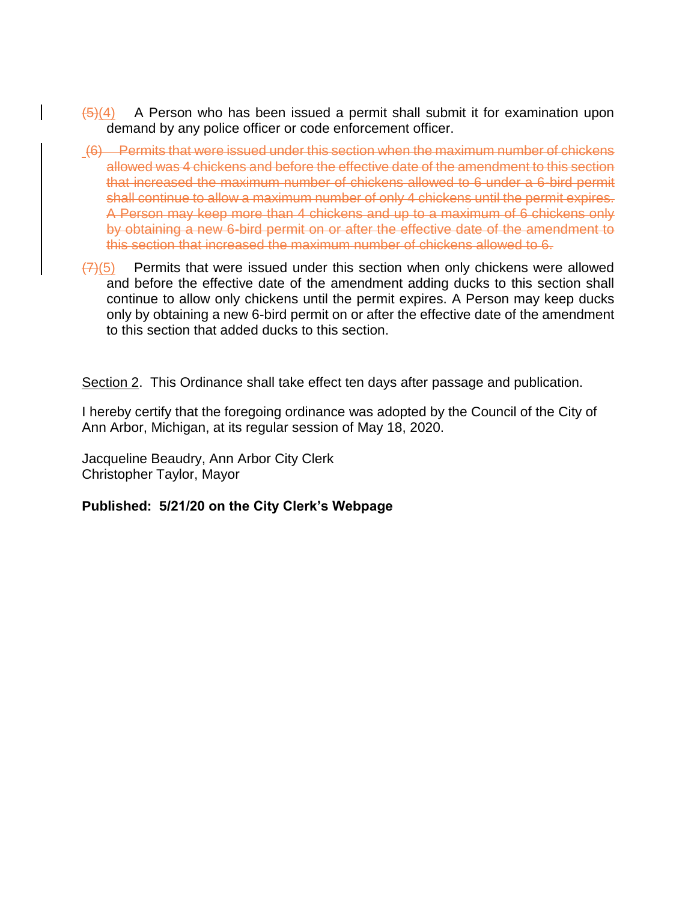~~(5)~~(4) A Person who has been issued a permit shall submit it for examination upon demand by any police officer or code enforcement officer.

~~(6) Permits that were issued under this section when the maximum number of chickens allowed was 4 chickens and before the effective date of the amendment to this section that increased the maximum number of chickens allowed to 6 under a 6-bird permit shall continue to allow a maximum number of only 4 chickens until the permit expires. A Person may keep more than 4 chickens and up to a maximum of 6 chickens only by obtaining a new 6-bird permit on or after the effective date of the amendment to this section that increased the maximum number of chickens allowed to 6.~~

~~(7)~~(5) Permits that were issued under this section when only chickens were allowed and before the effective date of the amendment adding ducks to this section shall continue to allow only chickens until the permit expires. A Person may keep ducks only by obtaining a new 6-bird permit on or after the effective date of the amendment to this section that added ducks to this section.

<u>Section 2</u>. This Ordinance shall take effect ten days after passage and publication.

I hereby certify that the foregoing ordinance was adopted by the Council of the City of Ann Arbor, Michigan, at its regular session of May 18, 2020.

Jacqueline Beaudry, Ann Arbor City Clerk
Christopher Taylor, Mayor

**Published: 5/21/20 on the City Clerk's Webpage**